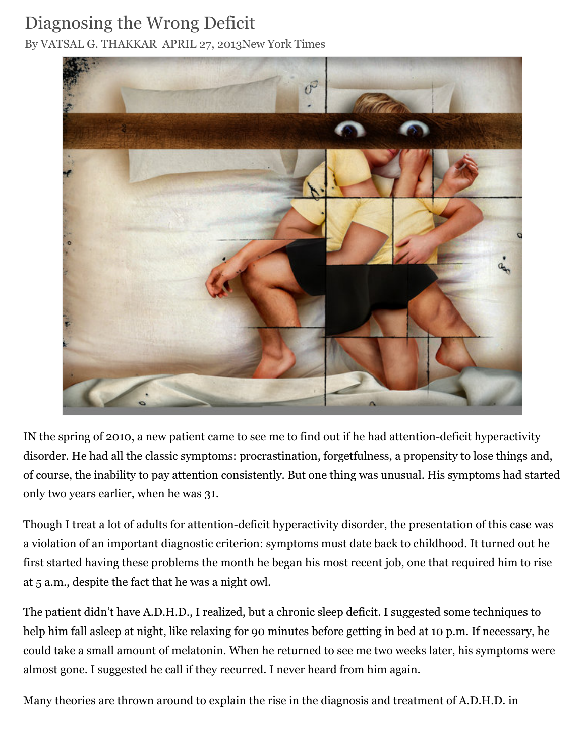# Diagnosing the Wrong Deficit

By VATSAL G. THAKKAR APRIL 27, 2013New York Times

IN the spring of 2010, a new patient came to see me to find out if he had attention-deficit hyperactivity disorder. He had all the classic symptoms: procrastination, forgetfulness, a propensity to lose things and, of course, the inability to pay attention consistently. But one thing was unusual. His symptoms had started only two years earlier, when he was 31.

Though I treat a lot of adults for attention-deficit hyperactivity disorder, the presentation of this case was a violation of an important diagnostic criterion: symptoms must date back to childhood. It turned out he first started having these problems the month he began his most recent job, one that required him to rise at 5 a.m., despite the fact that he was a night owl.

The patient didn't have A.D.H.D., I realized, but a chronic sleep deficit. I suggested some techniques to help him fall asleep at night, like relaxing for 90 minutes before getting in bed at 10 p.m. If necessary, he could take a small amount of melatonin. When he returned to see me two weeks later, his symptoms were almost gone. I suggested he call if they recurred. I never heard from him again.

Many theories are thrown around to explain the rise in the diagnosis and treatment of A.D.H.D. in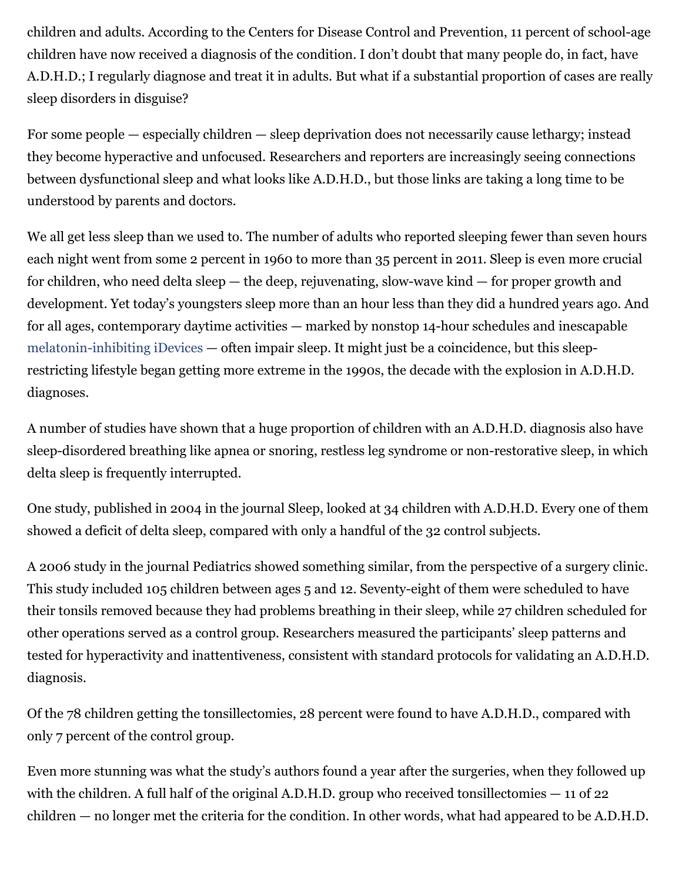children and adults. According to the Centers for Disease Control and Prevention, 11 percent of school-age children have now received a diagnosis of the condition. I don't doubt that many people do, in fact, have A.D.H.D.; I regularly diagnose and treat it in adults. But what if a substantial proportion of cases are really sleep disorders in disguise?

For some people — especially children — sleep deprivation does not necessarily cause lethargy; instead they become hyperactive and unfocused. Researchers and reporters are increasingly seeing connections between dysfunctional sleep and what looks like A.D.H.D., but those links are taking a long time to be understood by parents and doctors.

We all get less sleep than we used to. The number of adults who reported sleeping fewer than seven hours each night went from some 2 percent in 1960 to more than 35 percent in 2011. Sleep is even more crucial for children, who need delta sleep — the deep, rejuvenating, slow-wave kind — for proper growth and development. Yet today's youngsters sleep more than an hour less than they did a hundred years ago. And for all ages, contemporary daytime activities — marked by nonstop 14-hour schedules and inescapable melatonin-inhibiting iDevices — often impair sleep. It might just be a coincidence, but this sleep-restricting lifestyle began getting more extreme in the 1990s, the decade with the explosion in A.D.H.D. diagnoses.

A number of studies have shown that a huge proportion of children with an A.D.H.D. diagnosis also have sleep-disordered breathing like apnea or snoring, restless leg syndrome or non-restorative sleep, in which delta sleep is frequently interrupted.

One study, published in 2004 in the journal Sleep, looked at 34 children with A.D.H.D. Every one of them showed a deficit of delta sleep, compared with only a handful of the 32 control subjects.

A 2006 study in the journal Pediatrics showed something similar, from the perspective of a surgery clinic. This study included 105 children between ages 5 and 12. Seventy-eight of them were scheduled to have their tonsils removed because they had problems breathing in their sleep, while 27 children scheduled for other operations served as a control group. Researchers measured the participants' sleep patterns and tested for hyperactivity and inattentiveness, consistent with standard protocols for validating an A.D.H.D. diagnosis.

Of the 78 children getting the tonsillectomies, 28 percent were found to have A.D.H.D., compared with only 7 percent of the control group.

Even more stunning was what the study's authors found a year after the surgeries, when they followed up with the children. A full half of the original A.D.H.D. group who received tonsillectomies — 11 of 22 children — no longer met the criteria for the condition. In other words, what had appeared to be A.D.H.D.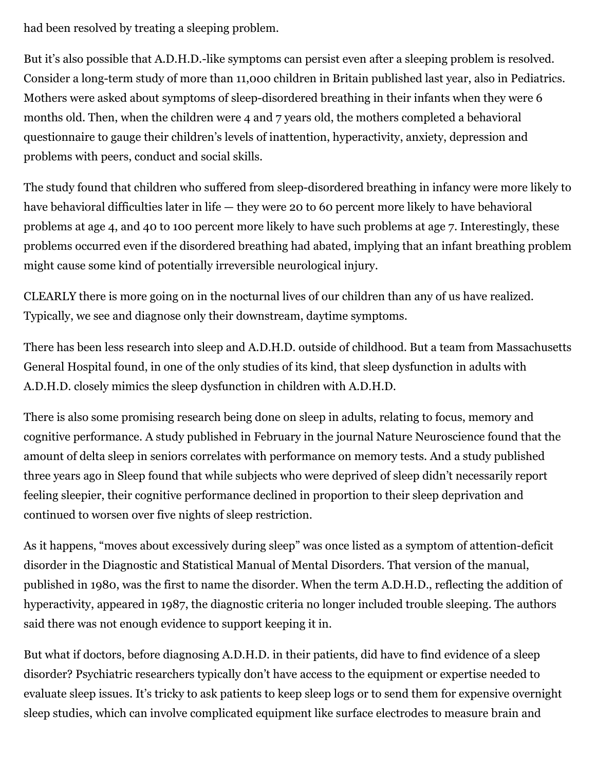had been resolved by treating a sleeping problem.

But it's also possible that A.D.H.D.-like symptoms can persist even after a sleeping problem is resolved. Consider a long-term study of more than 11,000 children in Britain published last year, also in Pediatrics. Mothers were asked about symptoms of sleep-disordered breathing in their infants when they were 6 months old. Then, when the children were 4 and 7 years old, the mothers completed a behavioral questionnaire to gauge their children's levels of inattention, hyperactivity, anxiety, depression and problems with peers, conduct and social skills.

The study found that children who suffered from sleep-disordered breathing in infancy were more likely to have behavioral difficulties later in life — they were 20 to 60 percent more likely to have behavioral problems at age 4, and 40 to 100 percent more likely to have such problems at age 7. Interestingly, these problems occurred even if the disordered breathing had abated, implying that an infant breathing problem might cause some kind of potentially irreversible neurological injury.

CLEARLY there is more going on in the nocturnal lives of our children than any of us have realized. Typically, we see and diagnose only their downstream, daytime symptoms.

There has been less research into sleep and A.D.H.D. outside of childhood. But a team from Massachusetts General Hospital found, in one of the only studies of its kind, that sleep dysfunction in adults with A.D.H.D. closely mimics the sleep dysfunction in children with A.D.H.D.

There is also some promising research being done on sleep in adults, relating to focus, memory and cognitive performance. A study published in February in the journal Nature Neuroscience found that the amount of delta sleep in seniors correlates with performance on memory tests. And a study published three years ago in Sleep found that while subjects who were deprived of sleep didn't necessarily report feeling sleepier, their cognitive performance declined in proportion to their sleep deprivation and continued to worsen over five nights of sleep restriction.

As it happens, "moves about excessively during sleep" was once listed as a symptom of attention-deficit disorder in the Diagnostic and Statistical Manual of Mental Disorders. That version of the manual, published in 1980, was the first to name the disorder. When the term A.D.H.D., reflecting the addition of hyperactivity, appeared in 1987, the diagnostic criteria no longer included trouble sleeping. The authors said there was not enough evidence to support keeping it in.

But what if doctors, before diagnosing A.D.H.D. in their patients, did have to find evidence of a sleep disorder? Psychiatric researchers typically don't have access to the equipment or expertise needed to evaluate sleep issues. It's tricky to ask patients to keep sleep logs or to send them for expensive overnight sleep studies, which can involve complicated equipment like surface electrodes to measure brain and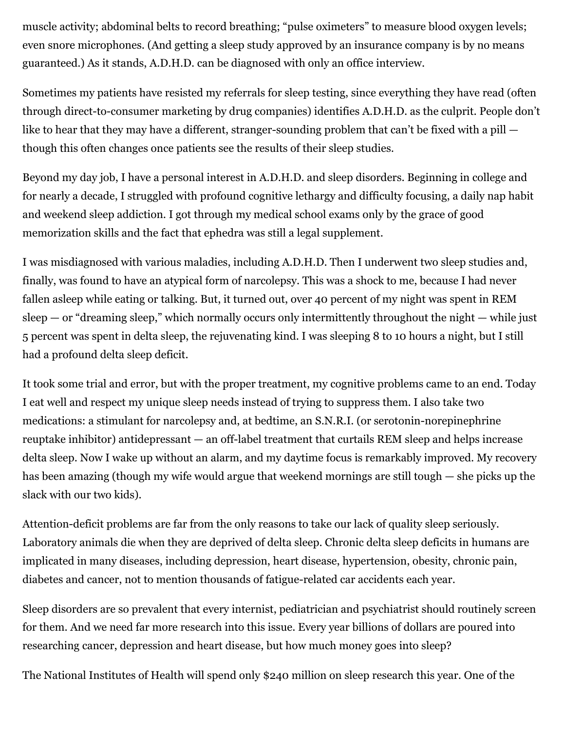muscle activity; abdominal belts to record breathing; “pulse oximeters” to measure blood oxygen levels; even snore microphones. (And getting a sleep study approved by an insurance company is by no means guaranteed.) As it stands, A.D.H.D. can be diagnosed with only an office interview.

Sometimes my patients have resisted my referrals for sleep testing, since everything they have read (often through direct-to-consumer marketing by drug companies) identifies A.D.H.D. as the culprit. People don’t like to hear that they may have a different, stranger-sounding problem that can’t be fixed with a pill — though this often changes once patients see the results of their sleep studies.

Beyond my day job, I have a personal interest in A.D.H.D. and sleep disorders. Beginning in college and for nearly a decade, I struggled with profound cognitive lethargy and difficulty focusing, a daily nap habit and weekend sleep addiction. I got through my medical school exams only by the grace of good memorization skills and the fact that ephedra was still a legal supplement.

I was misdiagnosed with various maladies, including A.D.H.D. Then I underwent two sleep studies and, finally, was found to have an atypical form of narcolepsy. This was a shock to me, because I had never fallen asleep while eating or talking. But, it turned out, over 40 percent of my night was spent in REM sleep — or “dreaming sleep,” which normally occurs only intermittently throughout the night — while just 5 percent was spent in delta sleep, the rejuvenating kind. I was sleeping 8 to 10 hours a night, but I still had a profound delta sleep deficit.

It took some trial and error, but with the proper treatment, my cognitive problems came to an end. Today I eat well and respect my unique sleep needs instead of trying to suppress them. I also take two medications: a stimulant for narcolepsy and, at bedtime, an S.N.R.I. (or serotonin-norepinephrine reuptake inhibitor) antidepressant — an off-label treatment that curtails REM sleep and helps increase delta sleep. Now I wake up without an alarm, and my daytime focus is remarkably improved. My recovery has been amazing (though my wife would argue that weekend mornings are still tough — she picks up the slack with our two kids).

Attention-deficit problems are far from the only reasons to take our lack of quality sleep seriously. Laboratory animals die when they are deprived of delta sleep. Chronic delta sleep deficits in humans are implicated in many diseases, including depression, heart disease, hypertension, obesity, chronic pain, diabetes and cancer, not to mention thousands of fatigue-related car accidents each year.

Sleep disorders are so prevalent that every internist, pediatrician and psychiatrist should routinely screen for them. And we need far more research into this issue. Every year billions of dollars are poured into researching cancer, depression and heart disease, but how much money goes into sleep?

The National Institutes of Health will spend only $240 million on sleep research this year. One of the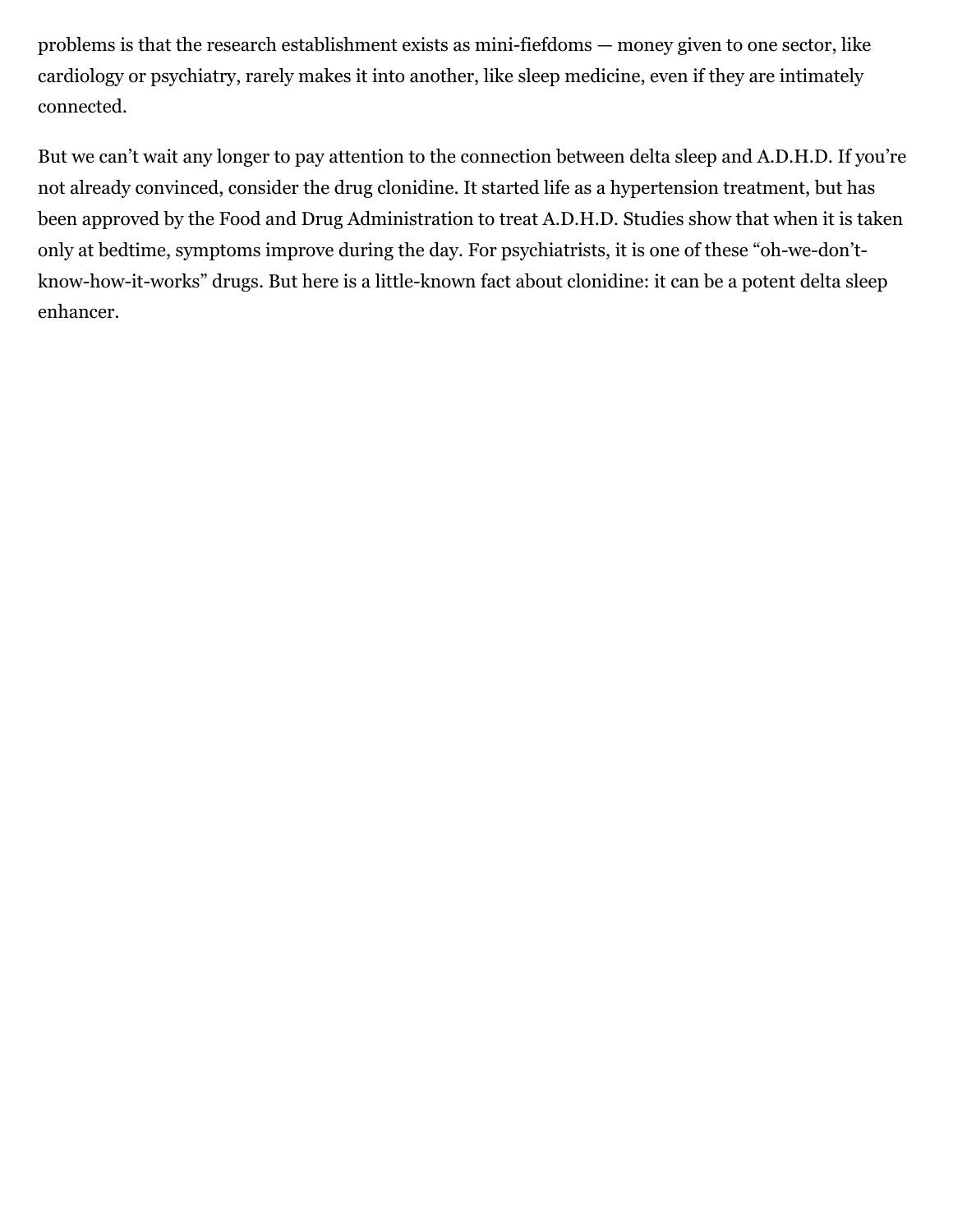problems is that the research establishment exists as mini-fiefdoms — money given to one sector, like cardiology or psychiatry, rarely makes it into another, like sleep medicine, even if they are intimately connected.

But we can't wait any longer to pay attention to the connection between delta sleep and A.D.H.D. If you're not already convinced, consider the drug clonidine. It started life as a hypertension treatment, but has been approved by the Food and Drug Administration to treat A.D.H.D. Studies show that when it is taken only at bedtime, symptoms improve during the day. For psychiatrists, it is one of these "oh-we-don't-know-how-it-works" drugs. But here is a little-known fact about clonidine: it can be a potent delta sleep enhancer.